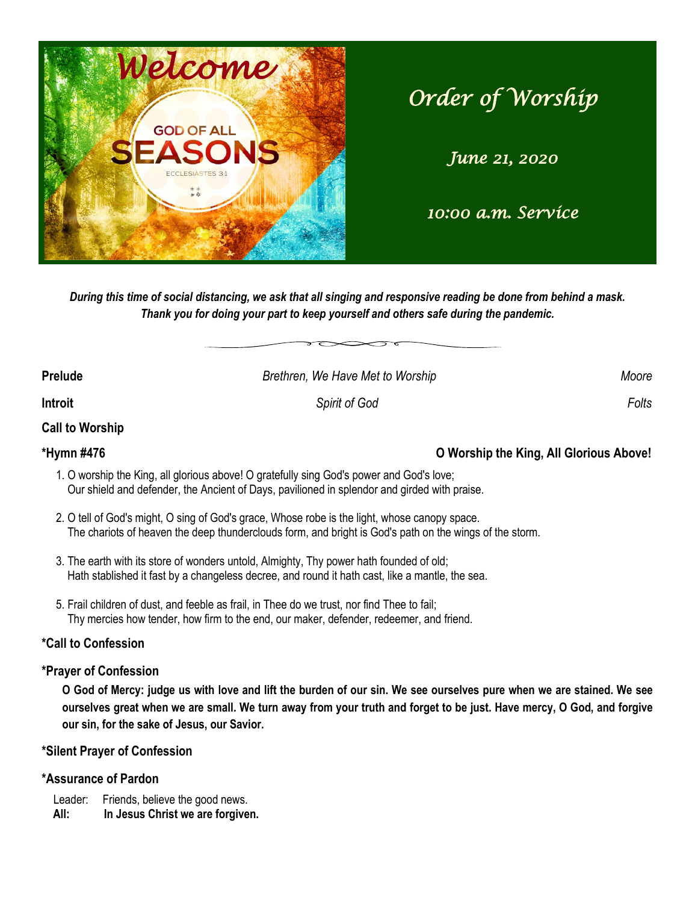Welcome

GOD OF ALL SEASONS

ECCLESIASTES 3:1

# *Order of Worship*

*June 21, 2020*

*10:00 a.m. Service*

***During this time of social distancing, we ask that all singing and responsive reading be done from behind a mask. Thank you for doing your part to keep yourself and others safe during the pandemic.***

**Prelude** *Brethren, We Have Met to Worship* *Moore*

**Introit** *Spirit of God* *Folts*

**Call to Worship**

**\*Hymn #476** **O Worship the King, All Glorious Above!**

1. O worship the King, all glorious above! O gratefully sing God's power and God's love;
   Our shield and defender, the Ancient of Days, pavilioned in splendor and girded with praise.

2. O tell of God's might, O sing of God's grace, Whose robe is the light, whose canopy space.
   The chariots of heaven the deep thunderclouds form, and bright is God's path on the wings of the storm.

3. The earth with its store of wonders untold, Almighty, Thy power hath founded of old;
   Hath stablished it fast by a changeless decree, and round it hath cast, like a mantle, the sea.

5. Frail children of dust, and feeble as frail, in Thee do we trust, nor find Thee to fail;
   Thy mercies how tender, how firm to the end, our maker, defender, redeemer, and friend.

**\*Call to Confession**

**\*Prayer of Confession**

**O God of Mercy: judge us with love and lift the burden of our sin. We see ourselves pure when we are stained. We see ourselves great when we are small. We turn away from your truth and forget to be just. Have mercy, O God, and forgive our sin, for the sake of Jesus, our Savior.**

**\*Silent Prayer of Confession**

**\*Assurance of Pardon**

Leader: Friends, believe the good news.
**All: In Jesus Christ we are forgiven.**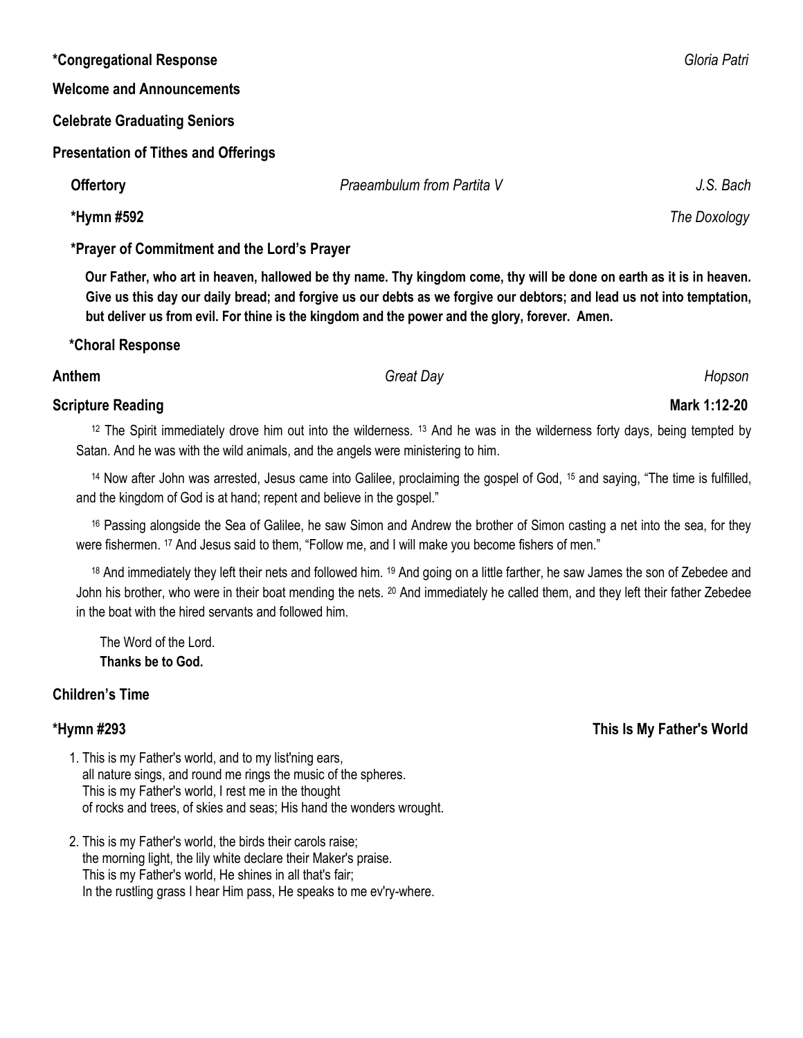**\*Congregational Response** *Gloria Patri*

**Welcome and Announcements**

**Celebrate Graduating Seniors**

**Presentation of Tithes and Offerings**

**Offertory** *Praeambulum from Partita V* *J.S. Bach*

**\*Hymn #592** *The Doxology*

**\*Prayer of Commitment and the Lord's Prayer**

**Our Father, who art in heaven, hallowed be thy name. Thy kingdom come, thy will be done on earth as it is in heaven. Give us this day our daily bread; and forgive us our debts as we forgive our debtors; and lead us not into temptation, but deliver us from evil. For thine is the kingdom and the power and the glory, forever. Amen.**

**\*Choral Response**

**Anthem** *Great Day* *Hopson*

**Scripture Reading** **Mark 1:12-20**

12 The Spirit immediately drove him out into the wilderness. 13 And he was in the wilderness forty days, being tempted by Satan. And he was with the wild animals, and the angels were ministering to him.

14 Now after John was arrested, Jesus came into Galilee, proclaiming the gospel of God, 15 and saying, "The time is fulfilled, and the kingdom of God is at hand; repent and believe in the gospel."

16 Passing alongside the Sea of Galilee, he saw Simon and Andrew the brother of Simon casting a net into the sea, for they were fishermen. 17 And Jesus said to them, "Follow me, and I will make you become fishers of men."

18 And immediately they left their nets and followed him. 19 And going on a little farther, he saw James the son of Zebedee and John his brother, who were in their boat mending the nets. 20 And immediately he called them, and they left their father Zebedee in the boat with the hired servants and followed him.

The Word of the Lord.
**Thanks be to God.**

**Children's Time**

**\*Hymn #293** **This Is My Father's World**

1. This is my Father's world, and to my list'ning ears,
   all nature sings, and round me rings the music of the spheres.
   This is my Father's world, I rest me in the thought
   of rocks and trees, of skies and seas; His hand the wonders wrought.

2. This is my Father's world, the birds their carols raise;
   the morning light, the lily white declare their Maker's praise.
   This is my Father's world, He shines in all that's fair;
   In the rustling grass I hear Him pass, He speaks to me ev'ry-where.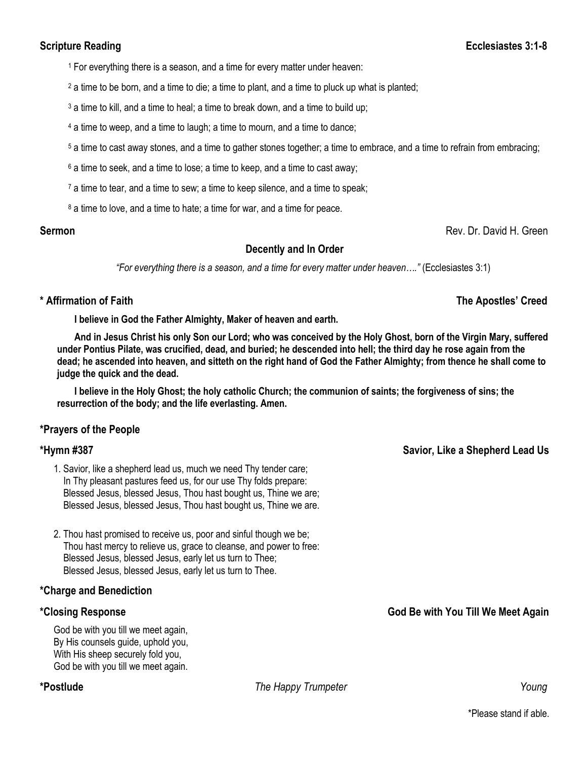**Scripture Reading** **Ecclesiastes 3:1-8**

[1] For everything there is a season, and a time for every matter under heaven:

[2] a time to be born, and a time to die; a time to plant, and a time to pluck up what is planted;

[3] a time to kill, and a time to heal; a time to break down, and a time to build up;

[4] a time to weep, and a time to laugh; a time to mourn, and a time to dance;

[5] a time to cast away stones, and a time to gather stones together; a time to embrace, and a time to refrain from embracing;

[6] a time to seek, and a time to lose; a time to keep, and a time to cast away;

[7] a time to tear, and a time to sew; a time to keep silence, and a time to speak;

[8] a time to love, and a time to hate; a time for war, and a time for peace.

**Sermon** Rev. Dr. David H. Green

**Decently and In Order**

*"For everything there is a season, and a time for every matter under heaven…."* (Ecclesiastes 3:1)

**\* Affirmation of Faith** **The Apostles' Creed**

**I believe in God the Father Almighty, Maker of heaven and earth.**

**And in Jesus Christ his only Son our Lord; who was conceived by the Holy Ghost, born of the Virgin Mary, suffered under Pontius Pilate, was crucified, dead, and buried; he descended into hell; the third day he rose again from the dead; he ascended into heaven, and sitteth on the right hand of God the Father Almighty; from thence he shall come to judge the quick and the dead.**

**I believe in the Holy Ghost; the holy catholic Church; the communion of saints; the forgiveness of sins; the resurrection of the body; and the life everlasting. Amen.**

**\*Prayers of the People**

**\*Hymn #387** **Savior, Like a Shepherd Lead Us**

1. Savior, like a shepherd lead us, much we need Thy tender care;  
   In Thy pleasant pastures feed us, for our use Thy folds prepare:  
   Blessed Jesus, blessed Jesus, Thou hast bought us, Thine we are;  
   Blessed Jesus, blessed Jesus, Thou hast bought us, Thine we are.

2. Thou hast promised to receive us, poor and sinful though we be;  
   Thou hast mercy to relieve us, grace to cleanse, and power to free:  
   Blessed Jesus, blessed Jesus, early let us turn to Thee;  
   Blessed Jesus, blessed Jesus, early let us turn to Thee.

**\*Charge and Benediction**

**\*Closing Response** **God Be with You Till We Meet Again**

God be with you till we meet again,  
By His counsels guide, uphold you,  
With His sheep securely fold you,  
God be with you till we meet again.

**\*Postlude** *The Happy Trumpeter* *Young*

\*Please stand if able.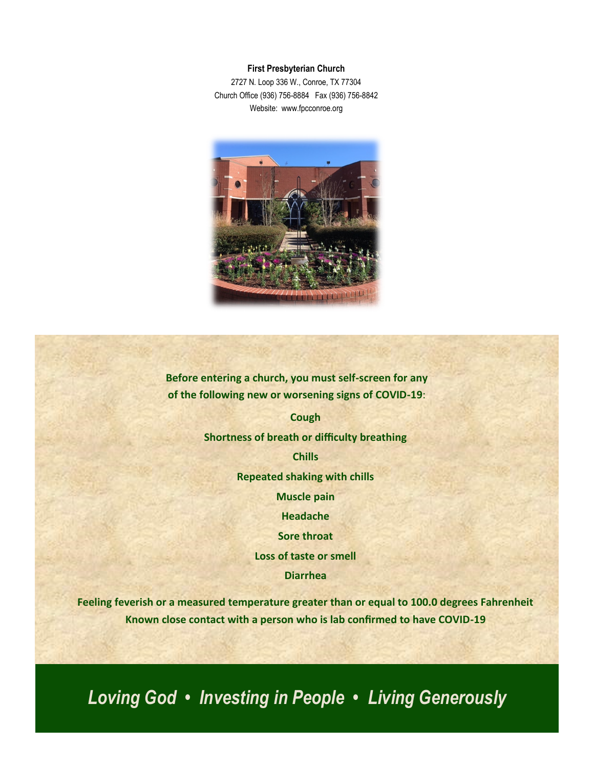**First Presbyterian Church**

2727 N. Loop 336 W., Conroe, TX 77304

Church Office (936) 756-8884 Fax (936) 756-8842

Website: www.fpcconroe.org

**Before entering a church, you must self-screen for any of the following new or worsening signs of COVID-19:**

**Cough**

**Shortness of breath or difficulty breathing**

**Chills**

**Repeated shaking with chills**

**Muscle pain**

**Headache**

**Sore throat**

**Loss of taste or smell**

**Diarrhea**

**Feeling feverish or a measured temperature greater than or equal to 100.0 degrees Fahrenheit**

**Known close contact with a person who is lab confirmed to have COVID-19**

*Loving God • Investing in People • Living Generously*